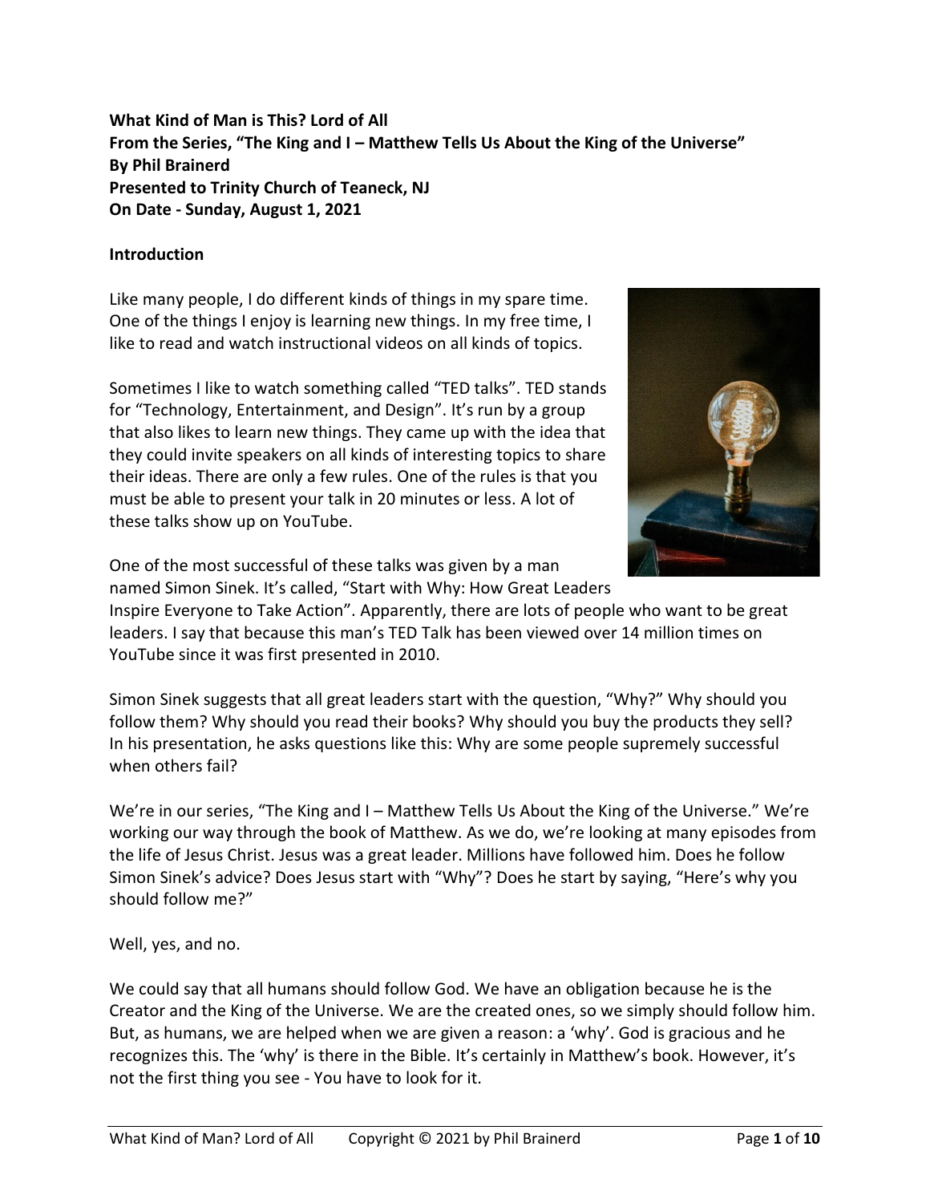**What Kind of Man is This? Lord of All**
**From the Series, "The King and I – Matthew Tells Us About the King of the Universe"**
**By Phil Brainerd**
**Presented to Trinity Church of Teaneck, NJ**
**On Date - Sunday, August 1, 2021**

## Introduction

Like many people, I do different kinds of things in my spare time. One of the things I enjoy is learning new things. In my free time, I like to read and watch instructional videos on all kinds of topics.

Sometimes I like to watch something called "TED talks". TED stands for "Technology, Entertainment, and Design". It's run by a group that also likes to learn new things. They came up with the idea that they could invite speakers on all kinds of interesting topics to share their ideas. There are only a few rules. One of the rules is that you must be able to present your talk in 20 minutes or less. A lot of these talks show up on YouTube.

One of the most successful of these talks was given by a man named Simon Sinek. It's called, "Start with Why: How Great Leaders Inspire Everyone to Take Action". Apparently, there are lots of people who want to be great leaders. I say that because this man's TED Talk has been viewed over 14 million times on YouTube since it was first presented in 2010.

Simon Sinek suggests that all great leaders start with the question, "Why?" Why should you follow them? Why should you read their books? Why should you buy the products they sell? In his presentation, he asks questions like this: Why are some people supremely successful when others fail?

We're in our series, "The King and I – Matthew Tells Us About the King of the Universe." We're working our way through the book of Matthew. As we do, we're looking at many episodes from the life of Jesus Christ. Jesus was a great leader. Millions have followed him. Does he follow Simon Sinek's advice? Does Jesus start with "Why"? Does he start by saying, "Here's why you should follow me?"

Well, yes, and no.

We could say that all humans should follow God. We have an obligation because he is the Creator and the King of the Universe. We are the created ones, so we simply should follow him. But, as humans, we are helped when we are given a reason: a 'why'. God is gracious and he recognizes this. The 'why' is there in the Bible. It's certainly in Matthew's book. However, it's not the first thing you see - You have to look for it.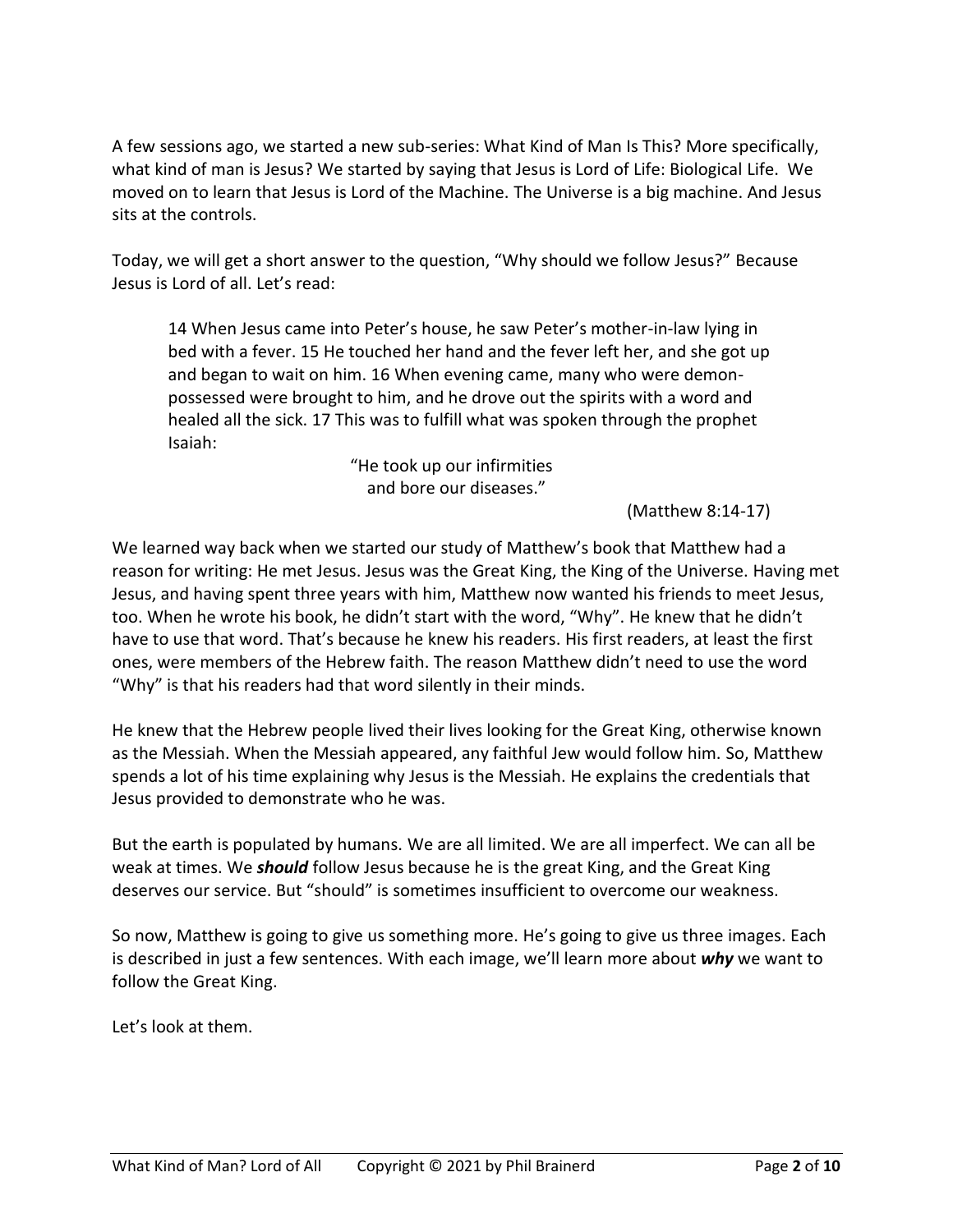A few sessions ago, we started a new sub-series: What Kind of Man Is This? More specifically, what kind of man is Jesus? We started by saying that Jesus is Lord of Life: Biological Life. We moved on to learn that Jesus is Lord of the Machine. The Universe is a big machine. And Jesus sits at the controls.

Today, we will get a short answer to the question, "Why should we follow Jesus?" Because Jesus is Lord of all. Let's read:

> 14 When Jesus came into Peter's house, he saw Peter's mother-in-law lying in bed with a fever. 15 He touched her hand and the fever left her, and she got up and began to wait on him. 16 When evening came, many who were demon-possessed were brought to him, and he drove out the spirits with a word and healed all the sick. 17 This was to fulfill what was spoken through the prophet Isaiah:
>
> "He took up our infirmities
> and bore our diseases."
>
> (Matthew 8:14-17)

We learned way back when we started our study of Matthew's book that Matthew had a reason for writing: He met Jesus. Jesus was the Great King, the King of the Universe. Having met Jesus, and having spent three years with him, Matthew now wanted his friends to meet Jesus, too. When he wrote his book, he didn't start with the word, "Why". He knew that he didn't have to use that word. That's because he knew his readers. His first readers, at least the first ones, were members of the Hebrew faith. The reason Matthew didn't need to use the word "Why" is that his readers had that word silently in their minds.

He knew that the Hebrew people lived their lives looking for the Great King, otherwise known as the Messiah. When the Messiah appeared, any faithful Jew would follow him. So, Matthew spends a lot of his time explaining why Jesus is the Messiah. He explains the credentials that Jesus provided to demonstrate who he was.

But the earth is populated by humans. We are all limited. We are all imperfect. We can all be weak at times. We ***should*** follow Jesus because he is the great King, and the Great King deserves our service. But "should" is sometimes insufficient to overcome our weakness.

So now, Matthew is going to give us something more. He's going to give us three images. Each is described in just a few sentences. With each image, we'll learn more about ***why*** we want to follow the Great King.

Let's look at them.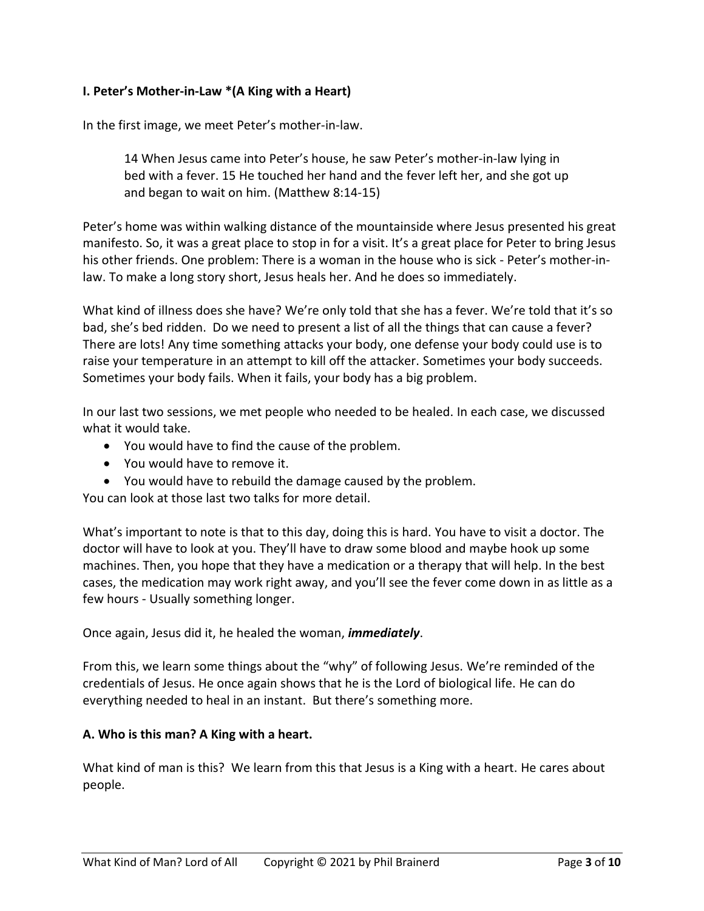### I. Peter's Mother-in-Law *(A King with a Heart)

In the first image, we meet Peter's mother-in-law.

> 14 When Jesus came into Peter's house, he saw Peter's mother-in-law lying in bed with a fever. 15 He touched her hand and the fever left her, and she got up and began to wait on him. (Matthew 8:14-15)

Peter's home was within walking distance of the mountainside where Jesus presented his great manifesto. So, it was a great place to stop in for a visit. It's a great place for Peter to bring Jesus his other friends. One problem: There is a woman in the house who is sick - Peter's mother-in-law. To make a long story short, Jesus heals her. And he does so immediately.

What kind of illness does she have? We're only told that she has a fever. We're told that it's so bad, she's bed ridden. Do we need to present a list of all the things that can cause a fever? There are lots! Any time something attacks your body, one defense your body could use is to raise your temperature in an attempt to kill off the attacker. Sometimes your body succeeds. Sometimes your body fails. When it fails, your body has a big problem.

In our last two sessions, we met people who needed to be healed. In each case, we discussed what it would take.

- You would have to find the cause of the problem.
- You would have to remove it.
- You would have to rebuild the damage caused by the problem.

You can look at those last two talks for more detail.

What's important to note is that to this day, doing this is hard. You have to visit a doctor. The doctor will have to look at you. They'll have to draw some blood and maybe hook up some machines. Then, you hope that they have a medication or a therapy that will help. In the best cases, the medication may work right away, and you'll see the fever come down in as little as a few hours - Usually something longer.

Once again, Jesus did it, he healed the woman, ***immediately***.

From this, we learn some things about the "why" of following Jesus. We're reminded of the credentials of Jesus. He once again shows that he is the Lord of biological life. He can do everything needed to heal in an instant. But there's something more.

#### A. Who is this man? A King with a heart.

What kind of man is this? We learn from this that Jesus is a King with a heart. He cares about people.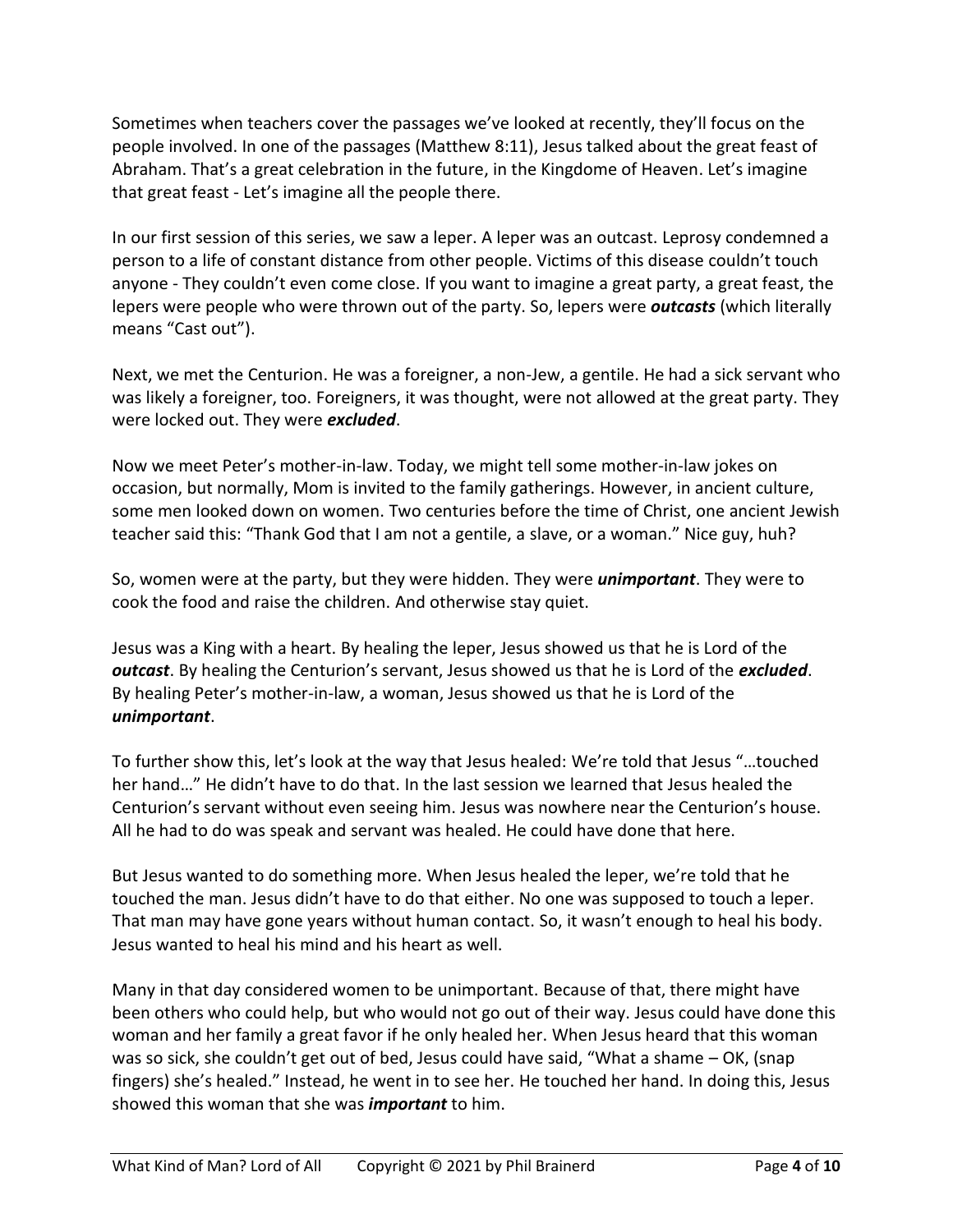Sometimes when teachers cover the passages we've looked at recently, they'll focus on the people involved. In one of the passages (Matthew 8:11), Jesus talked about the great feast of Abraham. That's a great celebration in the future, in the Kingdome of Heaven. Let's imagine that great feast - Let's imagine all the people there.

In our first session of this series, we saw a leper. A leper was an outcast. Leprosy condemned a person to a life of constant distance from other people. Victims of this disease couldn't touch anyone - They couldn't even come close. If you want to imagine a great party, a great feast, the lepers were people who were thrown out of the party. So, lepers were ***outcasts*** (which literally means "Cast out").

Next, we met the Centurion. He was a foreigner, a non-Jew, a gentile. He had a sick servant who was likely a foreigner, too. Foreigners, it was thought, were not allowed at the great party. They were locked out. They were ***excluded***.

Now we meet Peter's mother-in-law. Today, we might tell some mother-in-law jokes on occasion, but normally, Mom is invited to the family gatherings. However, in ancient culture, some men looked down on women. Two centuries before the time of Christ, one ancient Jewish teacher said this: "Thank God that I am not a gentile, a slave, or a woman." Nice guy, huh?

So, women were at the party, but they were hidden. They were ***unimportant***. They were to cook the food and raise the children. And otherwise stay quiet.

Jesus was a King with a heart. By healing the leper, Jesus showed us that he is Lord of the ***outcast***. By healing the Centurion's servant, Jesus showed us that he is Lord of the ***excluded***. By healing Peter's mother-in-law, a woman, Jesus showed us that he is Lord of the ***unimportant***.

To further show this, let's look at the way that Jesus healed: We're told that Jesus "…touched her hand…" He didn't have to do that. In the last session we learned that Jesus healed the Centurion's servant without even seeing him. Jesus was nowhere near the Centurion's house. All he had to do was speak and servant was healed. He could have done that here.

But Jesus wanted to do something more. When Jesus healed the leper, we're told that he touched the man. Jesus didn't have to do that either. No one was supposed to touch a leper. That man may have gone years without human contact. So, it wasn't enough to heal his body. Jesus wanted to heal his mind and his heart as well.

Many in that day considered women to be unimportant. Because of that, there might have been others who could help, but who would not go out of their way. Jesus could have done this woman and her family a great favor if he only healed her. When Jesus heard that this woman was so sick, she couldn't get out of bed, Jesus could have said, "What a shame – OK, (snap fingers) she's healed." Instead, he went in to see her. He touched her hand. In doing this, Jesus showed this woman that she was ***important*** to him.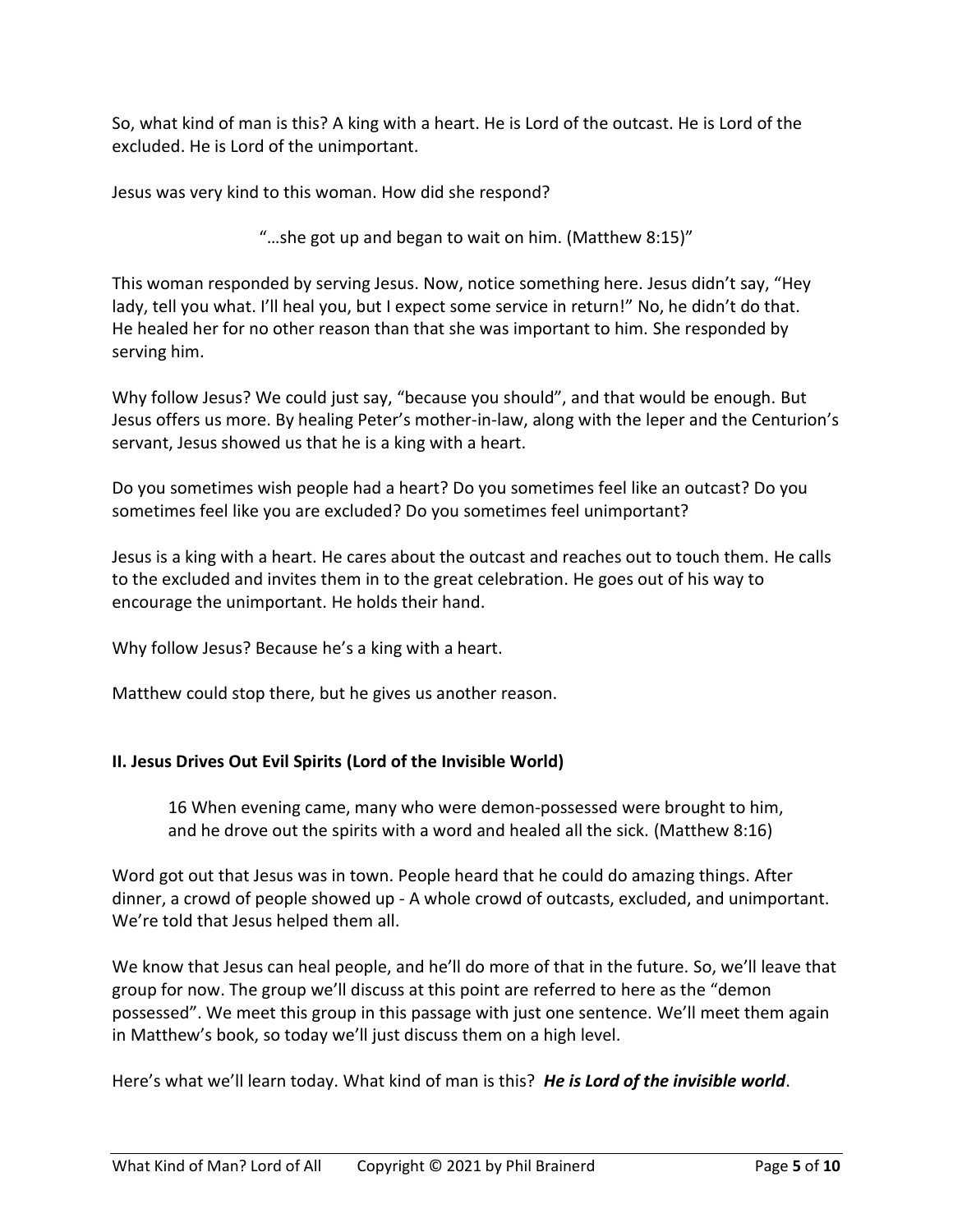So, what kind of man is this? A king with a heart. He is Lord of the outcast. He is Lord of the excluded. He is Lord of the unimportant.

Jesus was very kind to this woman. How did she respond?

> "…she got up and began to wait on him. (Matthew 8:15)"

This woman responded by serving Jesus. Now, notice something here. Jesus didn't say, "Hey lady, tell you what. I'll heal you, but I expect some service in return!" No, he didn't do that. He healed her for no other reason than that she was important to him. She responded by serving him.

Why follow Jesus? We could just say, "because you should", and that would be enough. But Jesus offers us more. By healing Peter's mother-in-law, along with the leper and the Centurion's servant, Jesus showed us that he is a king with a heart.

Do you sometimes wish people had a heart? Do you sometimes feel like an outcast? Do you sometimes feel like you are excluded? Do you sometimes feel unimportant?

Jesus is a king with a heart. He cares about the outcast and reaches out to touch them. He calls to the excluded and invites them in to the great celebration. He goes out of his way to encourage the unimportant. He holds their hand.

Why follow Jesus? Because he's a king with a heart.

Matthew could stop there, but he gives us another reason.

**II. Jesus Drives Out Evil Spirits (Lord of the Invisible World)**

> 16 When evening came, many who were demon-possessed were brought to him, and he drove out the spirits with a word and healed all the sick. (Matthew 8:16)

Word got out that Jesus was in town. People heard that he could do amazing things. After dinner, a crowd of people showed up - A whole crowd of outcasts, excluded, and unimportant. We're told that Jesus helped them all.

We know that Jesus can heal people, and he'll do more of that in the future. So, we'll leave that group for now. The group we'll discuss at this point are referred to here as the "demon possessed". We meet this group in this passage with just one sentence. We'll meet them again in Matthew's book, so today we'll just discuss them on a high level.

Here's what we'll learn today. What kind of man is this? ***He is Lord of the invisible world***.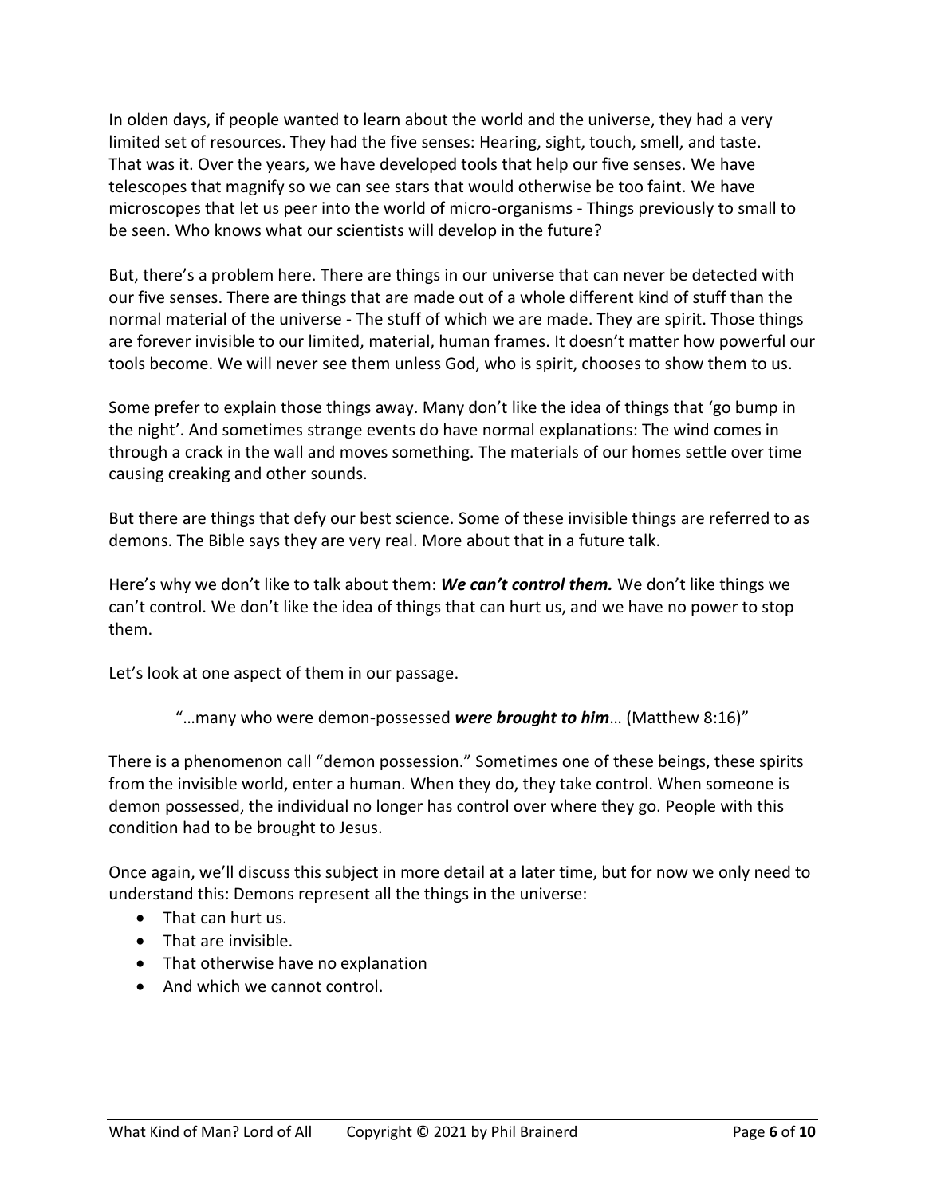In olden days, if people wanted to learn about the world and the universe, they had a very limited set of resources. They had the five senses: Hearing, sight, touch, smell, and taste. That was it. Over the years, we have developed tools that help our five senses. We have telescopes that magnify so we can see stars that would otherwise be too faint. We have microscopes that let us peer into the world of micro-organisms - Things previously to small to be seen. Who knows what our scientists will develop in the future?

But, there's a problem here. There are things in our universe that can never be detected with our five senses. There are things that are made out of a whole different kind of stuff than the normal material of the universe - The stuff of which we are made. They are spirit. Those things are forever invisible to our limited, material, human frames. It doesn't matter how powerful our tools become. We will never see them unless God, who is spirit, chooses to show them to us.

Some prefer to explain those things away. Many don't like the idea of things that 'go bump in the night'. And sometimes strange events do have normal explanations: The wind comes in through a crack in the wall and moves something. The materials of our homes settle over time causing creaking and other sounds.

But there are things that defy our best science. Some of these invisible things are referred to as demons. The Bible says they are very real. More about that in a future talk.

Here's why we don't like to talk about them: ***We can't control them.*** We don't like things we can't control. We don't like the idea of things that can hurt us, and we have no power to stop them.

Let's look at one aspect of them in our passage.

> "…many who were demon-possessed ***were brought to him***… (Matthew 8:16)"

There is a phenomenon call "demon possession." Sometimes one of these beings, these spirits from the invisible world, enter a human. When they do, they take control. When someone is demon possessed, the individual no longer has control over where they go. People with this condition had to be brought to Jesus.

Once again, we'll discuss this subject in more detail at a later time, but for now we only need to understand this: Demons represent all the things in the universe:

- That can hurt us.
- That are invisible.
- That otherwise have no explanation
- And which we cannot control.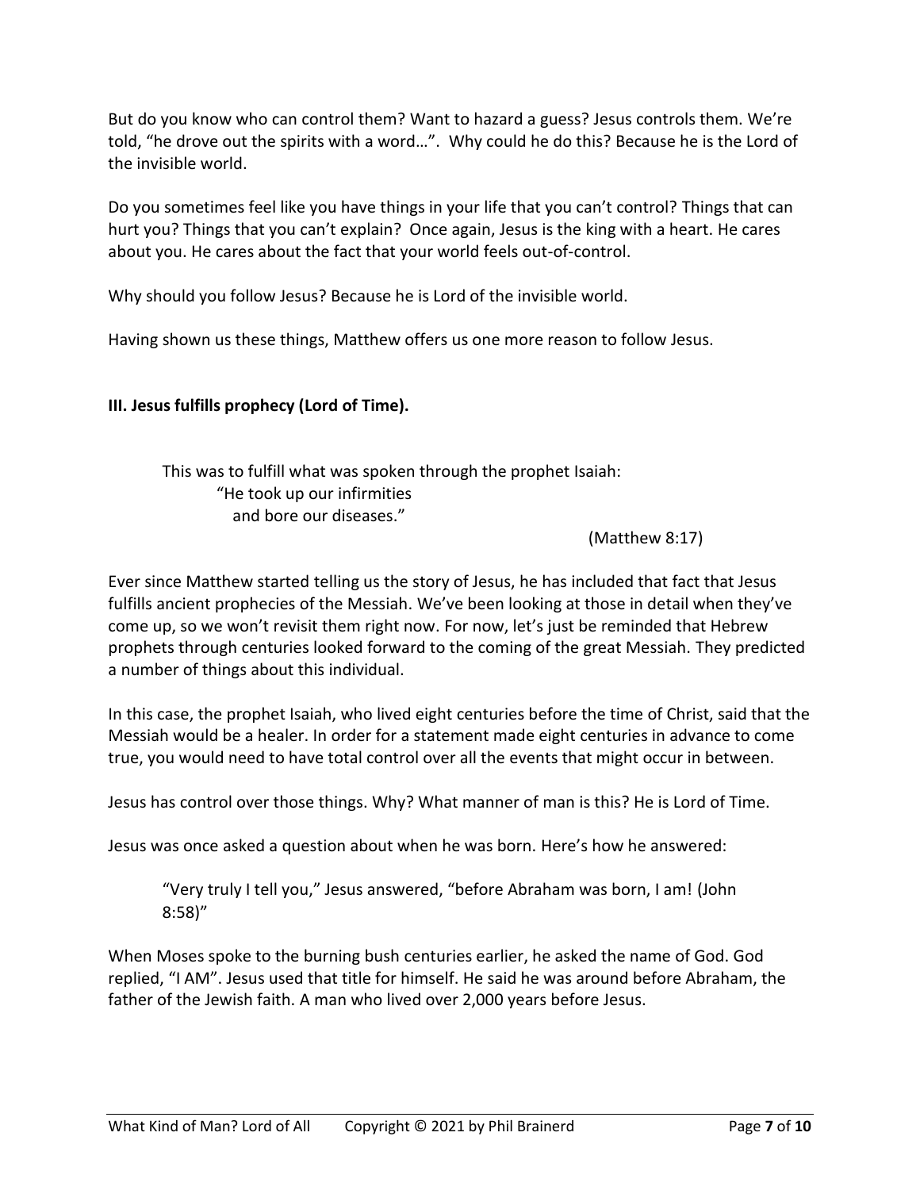But do you know who can control them? Want to hazard a guess? Jesus controls them. We're told, "he drove out the spirits with a word…". Why could he do this? Because he is the Lord of the invisible world.

Do you sometimes feel like you have things in your life that you can't control? Things that can hurt you? Things that you can't explain? Once again, Jesus is the king with a heart. He cares about you. He cares about the fact that your world feels out-of-control.

Why should you follow Jesus? Because he is Lord of the invisible world.

Having shown us these things, Matthew offers us one more reason to follow Jesus.

### III. Jesus fulfills prophecy (Lord of Time).

> This was to fulfill what was spoken through the prophet Isaiah:
> "He took up our infirmities
> and bore our diseases."
>
> (Matthew 8:17)

Ever since Matthew started telling us the story of Jesus, he has included that fact that Jesus fulfills ancient prophecies of the Messiah. We've been looking at those in detail when they've come up, so we won't revisit them right now. For now, let's just be reminded that Hebrew prophets through centuries looked forward to the coming of the great Messiah. They predicted a number of things about this individual.

In this case, the prophet Isaiah, who lived eight centuries before the time of Christ, said that the Messiah would be a healer. In order for a statement made eight centuries in advance to come true, you would need to have total control over all the events that might occur in between.

Jesus has control over those things. Why? What manner of man is this? He is Lord of Time.

Jesus was once asked a question about when he was born. Here's how he answered:

> "Very truly I tell you," Jesus answered, "before Abraham was born, I am! (John 8:58)"

When Moses spoke to the burning bush centuries earlier, he asked the name of God. God replied, "I AM". Jesus used that title for himself. He said he was around before Abraham, the father of the Jewish faith. A man who lived over 2,000 years before Jesus.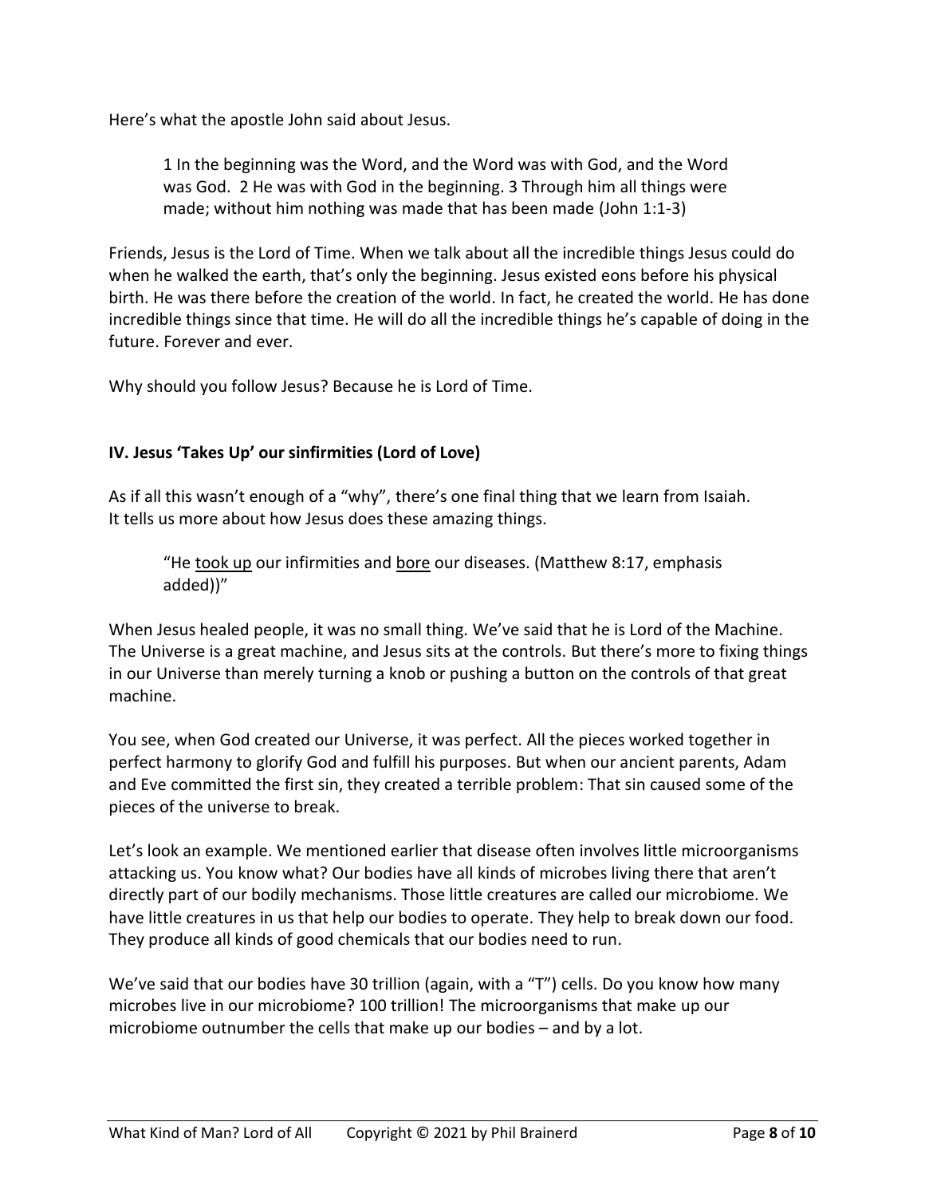Here's what the apostle John said about Jesus.

> 1 In the beginning was the Word, and the Word was with God, and the Word was God. 2 He was with God in the beginning. 3 Through him all things were made; without him nothing was made that has been made (John 1:1-3)

Friends, Jesus is the Lord of Time. When we talk about all the incredible things Jesus could do when he walked the earth, that's only the beginning. Jesus existed eons before his physical birth. He was there before the creation of the world. In fact, he created the world. He has done incredible things since that time. He will do all the incredible things he's capable of doing in the future. Forever and ever.

Why should you follow Jesus? Because he is Lord of Time.

**IV. Jesus 'Takes Up' our sinfirmities (Lord of Love)**

As if all this wasn't enough of a "why", there's one final thing that we learn from Isaiah. It tells us more about how Jesus does these amazing things.

> "He <u>took up</u> our infirmities and <u>bore</u> our diseases. (Matthew 8:17, emphasis added))"

When Jesus healed people, it was no small thing. We've said that he is Lord of the Machine. The Universe is a great machine, and Jesus sits at the controls. But there's more to fixing things in our Universe than merely turning a knob or pushing a button on the controls of that great machine.

You see, when God created our Universe, it was perfect. All the pieces worked together in perfect harmony to glorify God and fulfill his purposes. But when our ancient parents, Adam and Eve committed the first sin, they created a terrible problem: That sin caused some of the pieces of the universe to break.

Let's look an example. We mentioned earlier that disease often involves little microorganisms attacking us. You know what? Our bodies have all kinds of microbes living there that aren't directly part of our bodily mechanisms. Those little creatures are called our microbiome. We have little creatures in us that help our bodies to operate. They help to break down our food. They produce all kinds of good chemicals that our bodies need to run.

We've said that our bodies have 30 trillion (again, with a "T") cells. Do you know how many microbes live in our microbiome? 100 trillion! The microorganisms that make up our microbiome outnumber the cells that make up our bodies – and by a lot.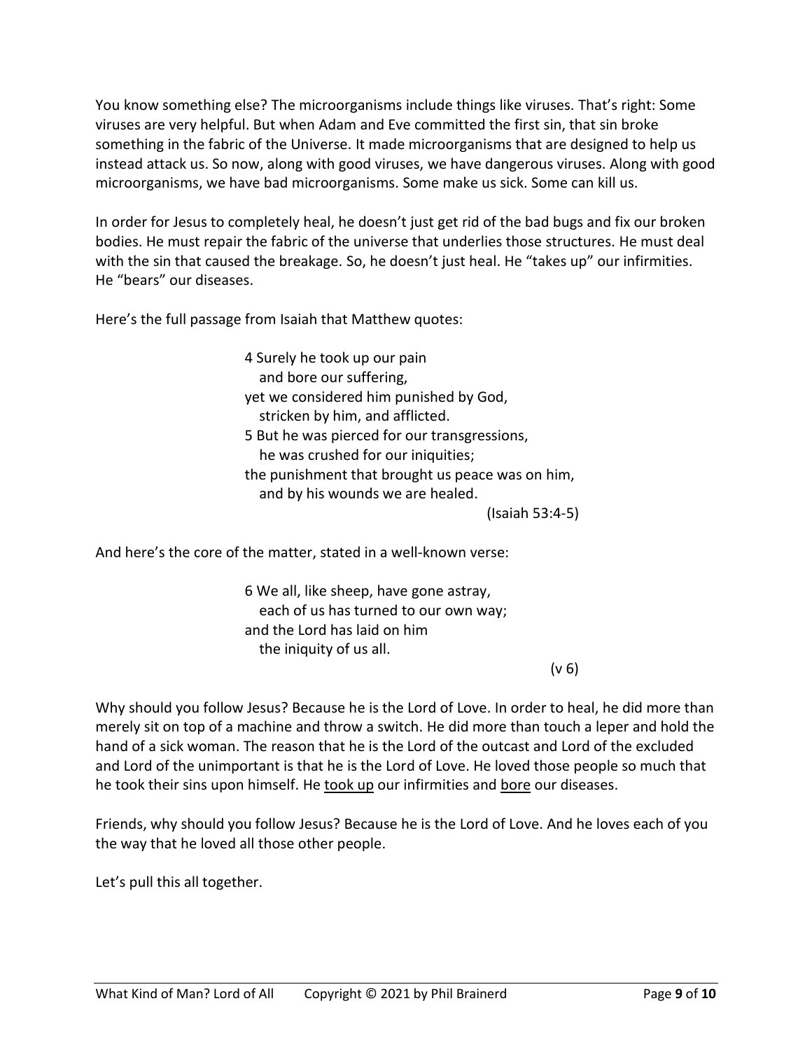You know something else? The microorganisms include things like viruses. That's right: Some viruses are very helpful. But when Adam and Eve committed the first sin, that sin broke something in the fabric of the Universe. It made microorganisms that are designed to help us instead attack us. So now, along with good viruses, we have dangerous viruses. Along with good microorganisms, we have bad microorganisms. Some make us sick. Some can kill us.

In order for Jesus to completely heal, he doesn't just get rid of the bad bugs and fix our broken bodies. He must repair the fabric of the universe that underlies those structures. He must deal with the sin that caused the breakage. So, he doesn't just heal. He "takes up" our infirmities. He "bears" our diseases.

Here's the full passage from Isaiah that Matthew quotes:

> 4 Surely he took up our pain
>    and bore our suffering,
> yet we considered him punished by God,
>    stricken by him, and afflicted.
> 5 But he was pierced for our transgressions,
>    he was crushed for our iniquities;
> the punishment that brought us peace was on him,
>    and by his wounds we are healed.
>
> (Isaiah 53:4-5)

And here's the core of the matter, stated in a well-known verse:

> 6 We all, like sheep, have gone astray,
>    each of us has turned to our own way;
> and the Lord has laid on him
>    the iniquity of us all.
>
> (v 6)

Why should you follow Jesus? Because he is the Lord of Love. In order to heal, he did more than merely sit on top of a machine and throw a switch. He did more than touch a leper and hold the hand of a sick woman. The reason that he is the Lord of the outcast and Lord of the excluded and Lord of the unimportant is that he is the Lord of Love. He loved those people so much that he took their sins upon himself. He <u>took up</u> our infirmities and <u>bore</u> our diseases.

Friends, why should you follow Jesus? Because he is the Lord of Love. And he loves each of you the way that he loved all those other people.

Let's pull this all together.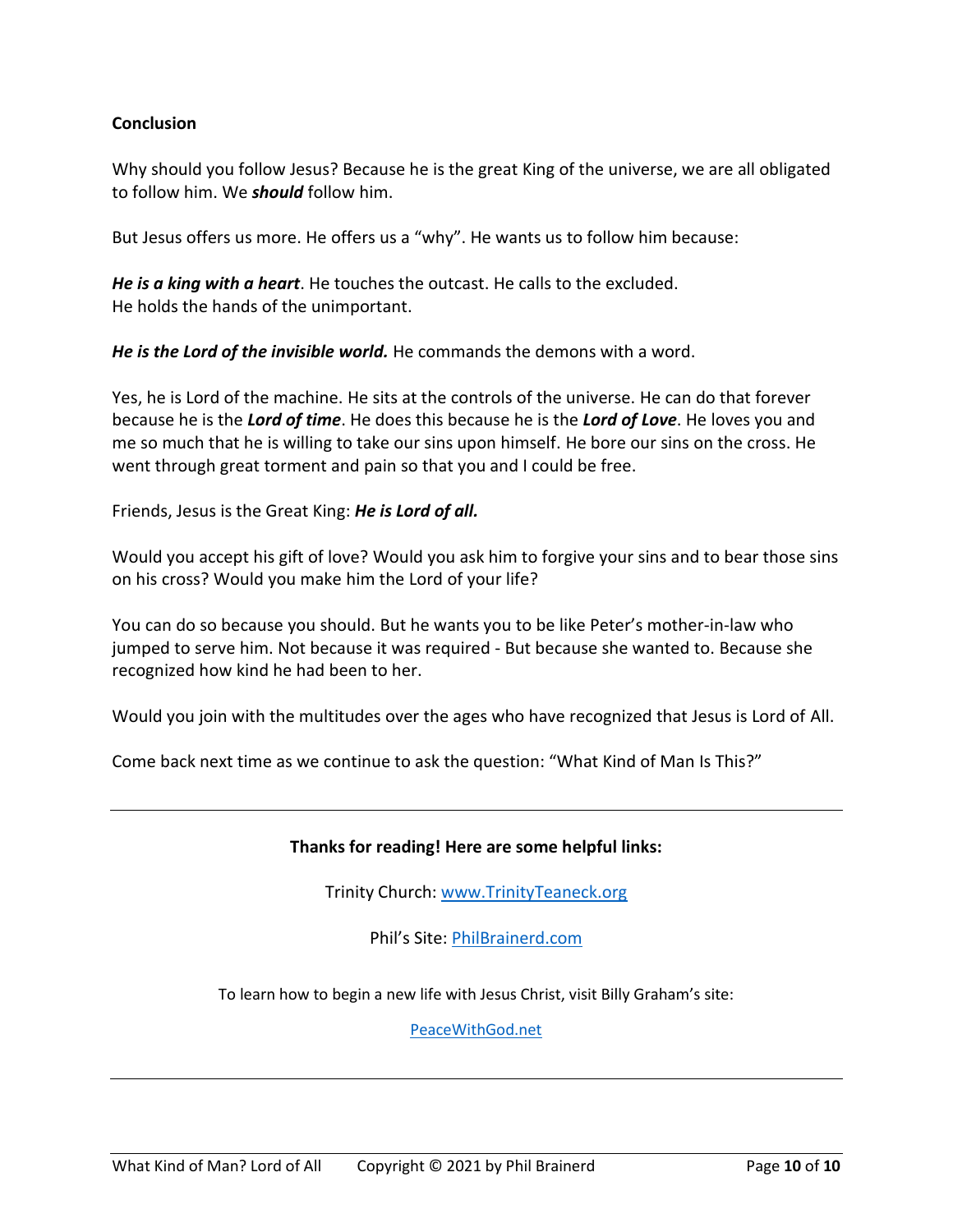**Conclusion**

Why should you follow Jesus? Because he is the great King of the universe, we are all obligated to follow him. We ***should*** follow him.

But Jesus offers us more. He offers us a "why". He wants us to follow him because:

***He is a king with a heart***. He touches the outcast. He calls to the excluded.
He holds the hands of the unimportant.

***He is the Lord of the invisible world.*** He commands the demons with a word.

Yes, he is Lord of the machine. He sits at the controls of the universe. He can do that forever because he is the ***Lord of time***. He does this because he is the ***Lord of Love***. He loves you and me so much that he is willing to take our sins upon himself. He bore our sins on the cross. He went through great torment and pain so that you and I could be free.

Friends, Jesus is the Great King: ***He is Lord of all.***

Would you accept his gift of love? Would you ask him to forgive your sins and to bear those sins on his cross? Would you make him the Lord of your life?

You can do so because you should. But he wants you to be like Peter's mother-in-law who jumped to serve him. Not because it was required - But because she wanted to. Because she recognized how kind he had been to her.

Would you join with the multitudes over the ages who have recognized that Jesus is Lord of All.

Come back next time as we continue to ask the question: "What Kind of Man Is This?"

---

**Thanks for reading! Here are some helpful links:**

Trinity Church: [www.TrinityTeaneck.org](http://www.TrinityTeaneck.org)

Phil's Site: [PhilBrainerd.com](http://PhilBrainerd.com)

To learn how to begin a new life with Jesus Christ, visit Billy Graham's site:

[PeaceWithGod.net](http://PeaceWithGod.net)

---